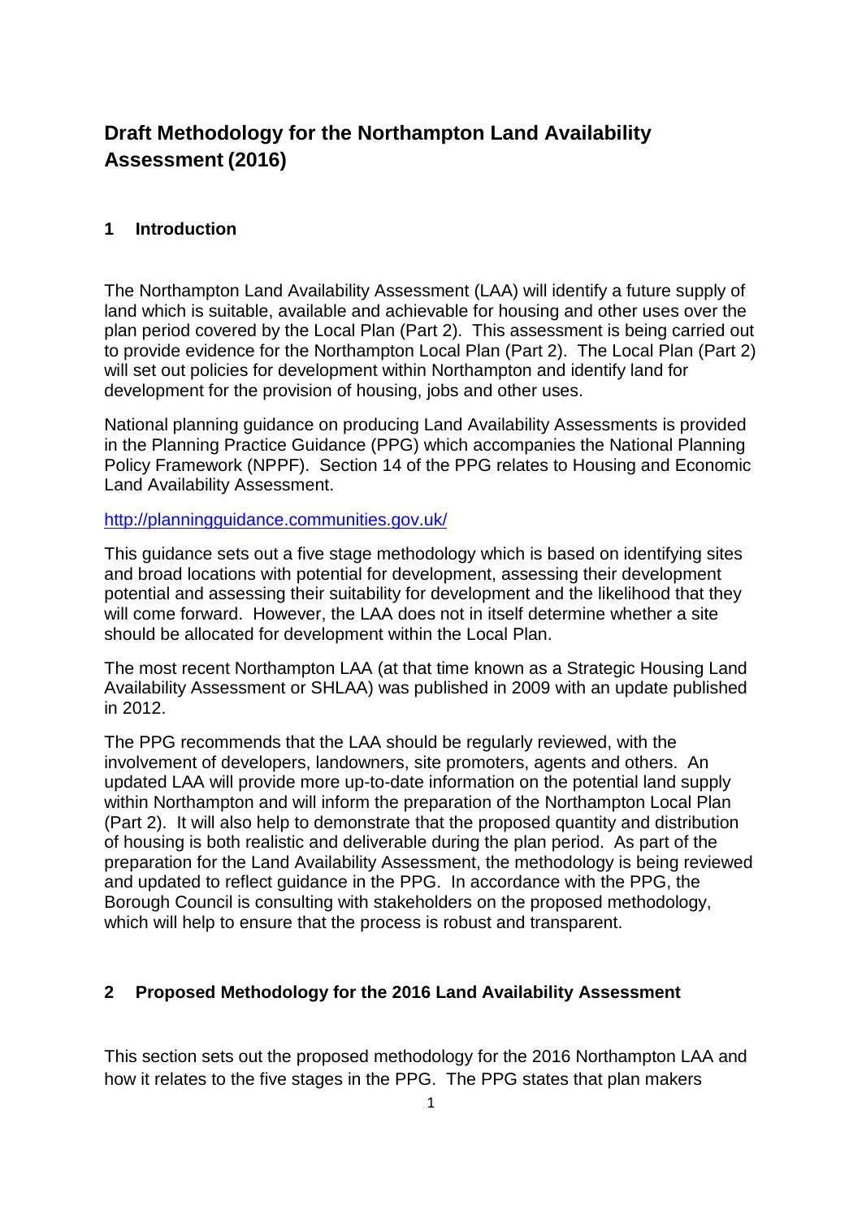# Draft Methodology for the Northampton Land Availability Assessment (2016)

## 1 Introduction

The Northampton Land Availability Assessment (LAA) will identify a future supply of land which is suitable, available and achievable for housing and other uses over the plan period covered by the Local Plan (Part 2). This assessment is being carried out to provide evidence for the Northampton Local Plan (Part 2). The Local Plan (Part 2) will set out policies for development within Northampton and identify land for development for the provision of housing, jobs and other uses.

National planning guidance on producing Land Availability Assessments is provided in the Planning Practice Guidance (PPG) which accompanies the National Planning Policy Framework (NPPF). Section 14 of the PPG relates to Housing and Economic Land Availability Assessment.

http://planningguidance.communities.gov.uk/

This guidance sets out a five stage methodology which is based on identifying sites and broad locations with potential for development, assessing their development potential and assessing their suitability for development and the likelihood that they will come forward. However, the LAA does not in itself determine whether a site should be allocated for development within the Local Plan.

The most recent Northampton LAA (at that time known as a Strategic Housing Land Availability Assessment or SHLAA) was published in 2009 with an update published in 2012.

The PPG recommends that the LAA should be regularly reviewed, with the involvement of developers, landowners, site promoters, agents and others. An updated LAA will provide more up-to-date information on the potential land supply within Northampton and will inform the preparation of the Northampton Local Plan (Part 2). It will also help to demonstrate that the proposed quantity and distribution of housing is both realistic and deliverable during the plan period. As part of the preparation for the Land Availability Assessment, the methodology is being reviewed and updated to reflect guidance in the PPG. In accordance with the PPG, the Borough Council is consulting with stakeholders on the proposed methodology, which will help to ensure that the process is robust and transparent.

## 2 Proposed Methodology for the 2016 Land Availability Assessment

This section sets out the proposed methodology for the 2016 Northampton LAA and how it relates to the five stages in the PPG. The PPG states that plan makers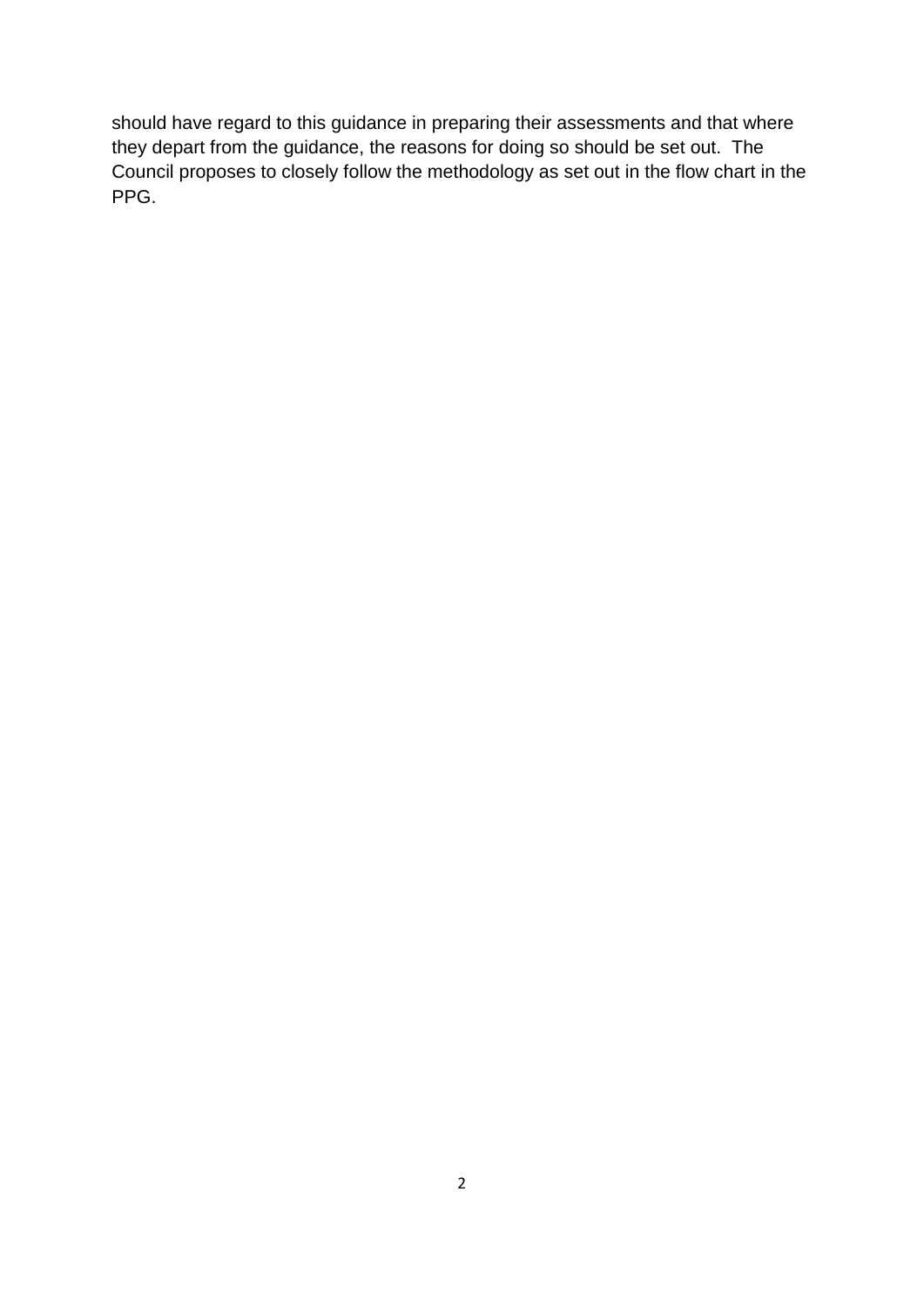should have regard to this guidance in preparing their assessments and that where they depart from the guidance, the reasons for doing so should be set out. The Council proposes to closely follow the methodology as set out in the flow chart in the PPG.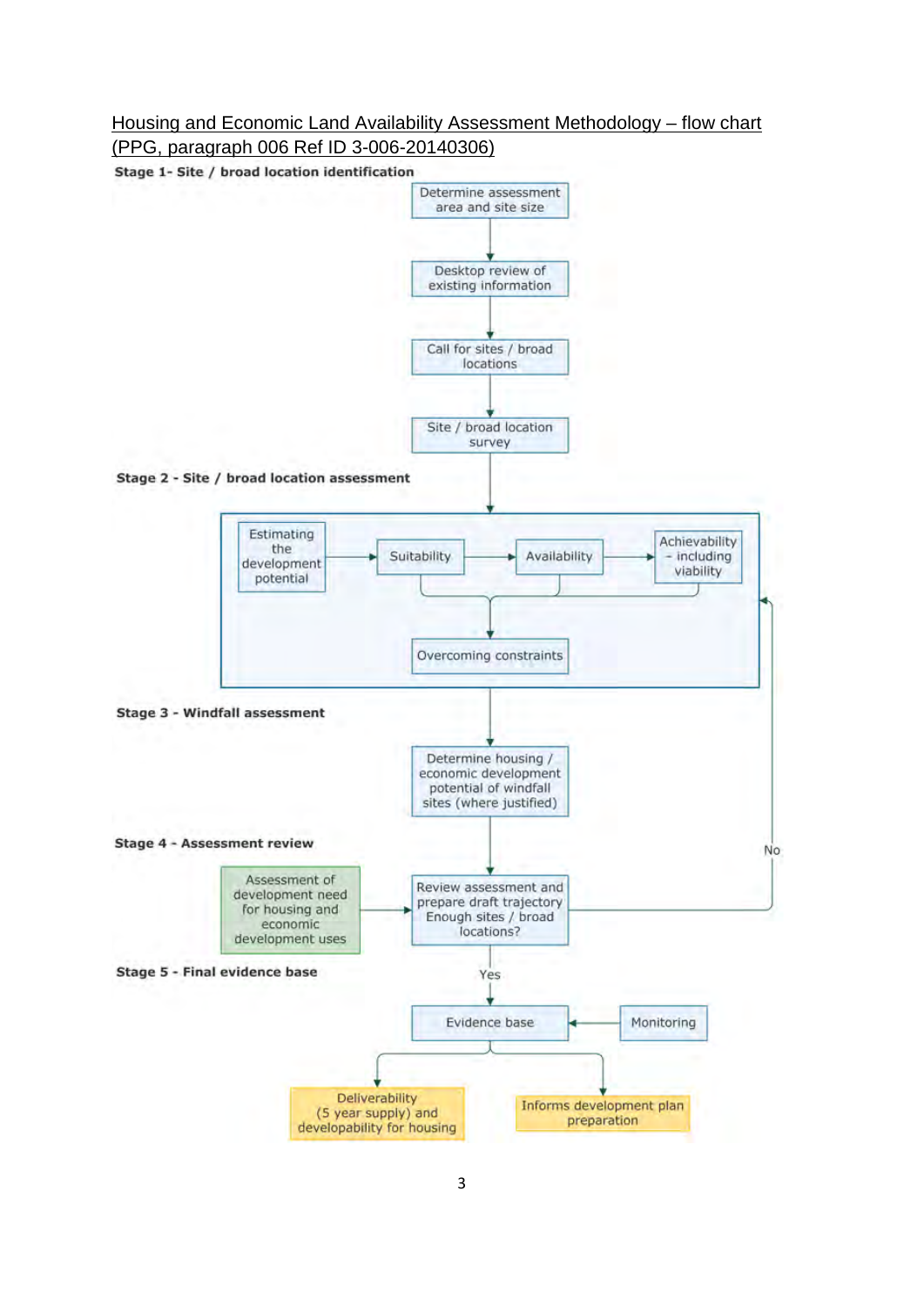<u>Housing and Economic Land Availability Assessment Methodology – flow chart (PPG, paragraph 006 Ref ID 3-006-20140306)</u>

**Stage 1- Site / broad location identification**

Determine assessment area and site size

Desktop review of existing information

Call for sites / broad locations

Site / broad location survey

**Stage 2 - Site / broad location assessment**

Estimating the development potential

Suitability

Availability

Achievability – including viability

Overcoming constraints

**Stage 3 - Windfall assessment**

Determine housing / economic development potential of windfall sites (where justified)

**Stage 4 - Assessment review**

Assessment of development need for housing and economic development uses

Review assessment and prepare draft trajectory Enough sites / broad locations?

No

Yes

**Stage 5 - Final evidence base**

Evidence base

Monitoring

Deliverability (5 year supply) and developability for housing

Informs development plan preparation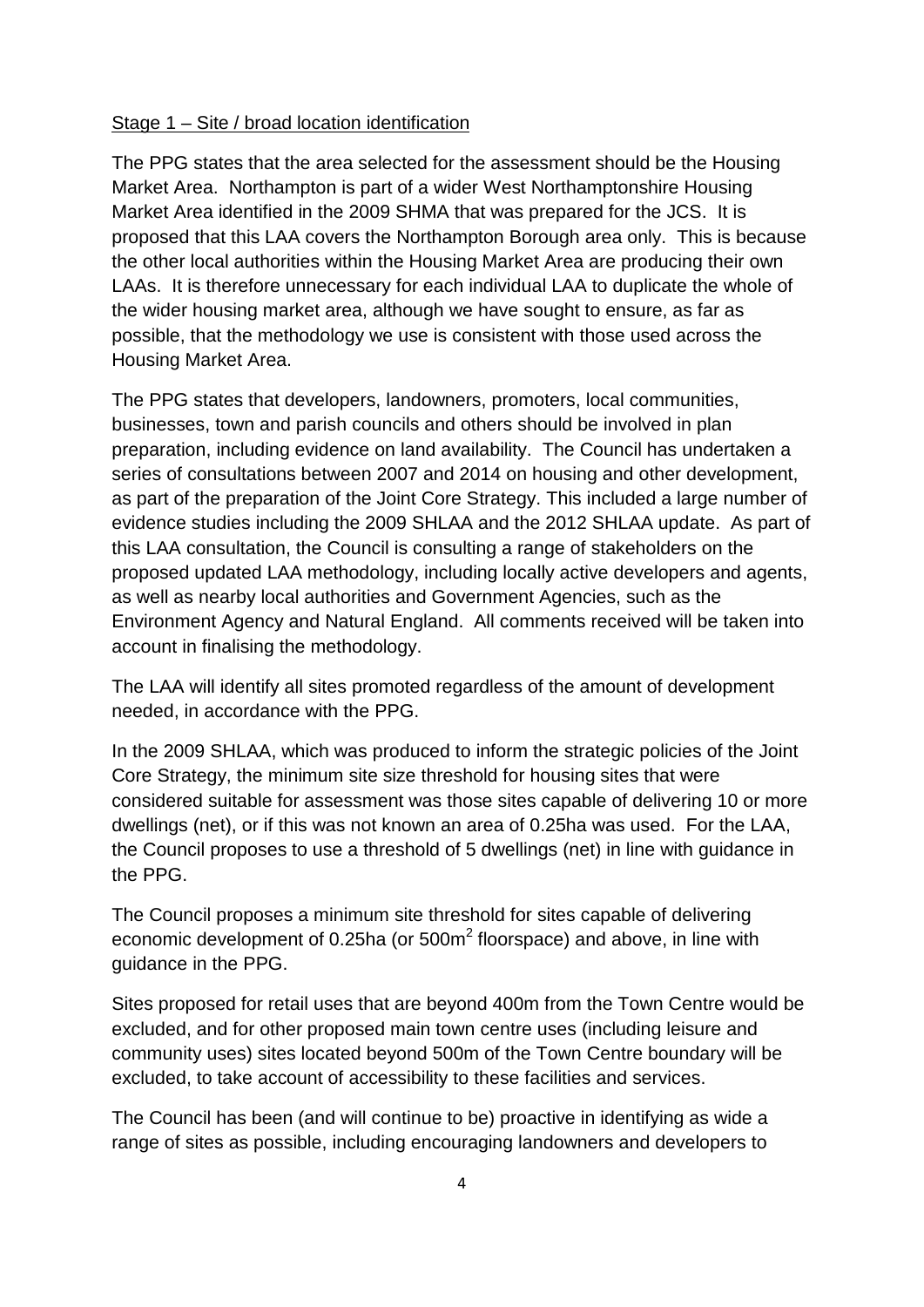Stage 1 – Site / broad location identification

The PPG states that the area selected for the assessment should be the Housing Market Area. Northampton is part of a wider West Northamptonshire Housing Market Area identified in the 2009 SHMA that was prepared for the JCS. It is proposed that this LAA covers the Northampton Borough area only. This is because the other local authorities within the Housing Market Area are producing their own LAAs. It is therefore unnecessary for each individual LAA to duplicate the whole of the wider housing market area, although we have sought to ensure, as far as possible, that the methodology we use is consistent with those used across the Housing Market Area.

The PPG states that developers, landowners, promoters, local communities, businesses, town and parish councils and others should be involved in plan preparation, including evidence on land availability. The Council has undertaken a series of consultations between 2007 and 2014 on housing and other development, as part of the preparation of the Joint Core Strategy. This included a large number of evidence studies including the 2009 SHLAA and the 2012 SHLAA update. As part of this LAA consultation, the Council is consulting a range of stakeholders on the proposed updated LAA methodology, including locally active developers and agents, as well as nearby local authorities and Government Agencies, such as the Environment Agency and Natural England. All comments received will be taken into account in finalising the methodology.

The LAA will identify all sites promoted regardless of the amount of development needed, in accordance with the PPG.

In the 2009 SHLAA, which was produced to inform the strategic policies of the Joint Core Strategy, the minimum site size threshold for housing sites that were considered suitable for assessment was those sites capable of delivering 10 or more dwellings (net), or if this was not known an area of 0.25ha was used. For the LAA, the Council proposes to use a threshold of 5 dwellings (net) in line with guidance in the PPG.

The Council proposes a minimum site threshold for sites capable of delivering economic development of 0.25ha (or 500m$^2$ floorspace) and above, in line with guidance in the PPG.

Sites proposed for retail uses that are beyond 400m from the Town Centre would be excluded, and for other proposed main town centre uses (including leisure and community uses) sites located beyond 500m of the Town Centre boundary will be excluded, to take account of accessibility to these facilities and services.

The Council has been (and will continue to be) proactive in identifying as wide a range of sites as possible, including encouraging landowners and developers to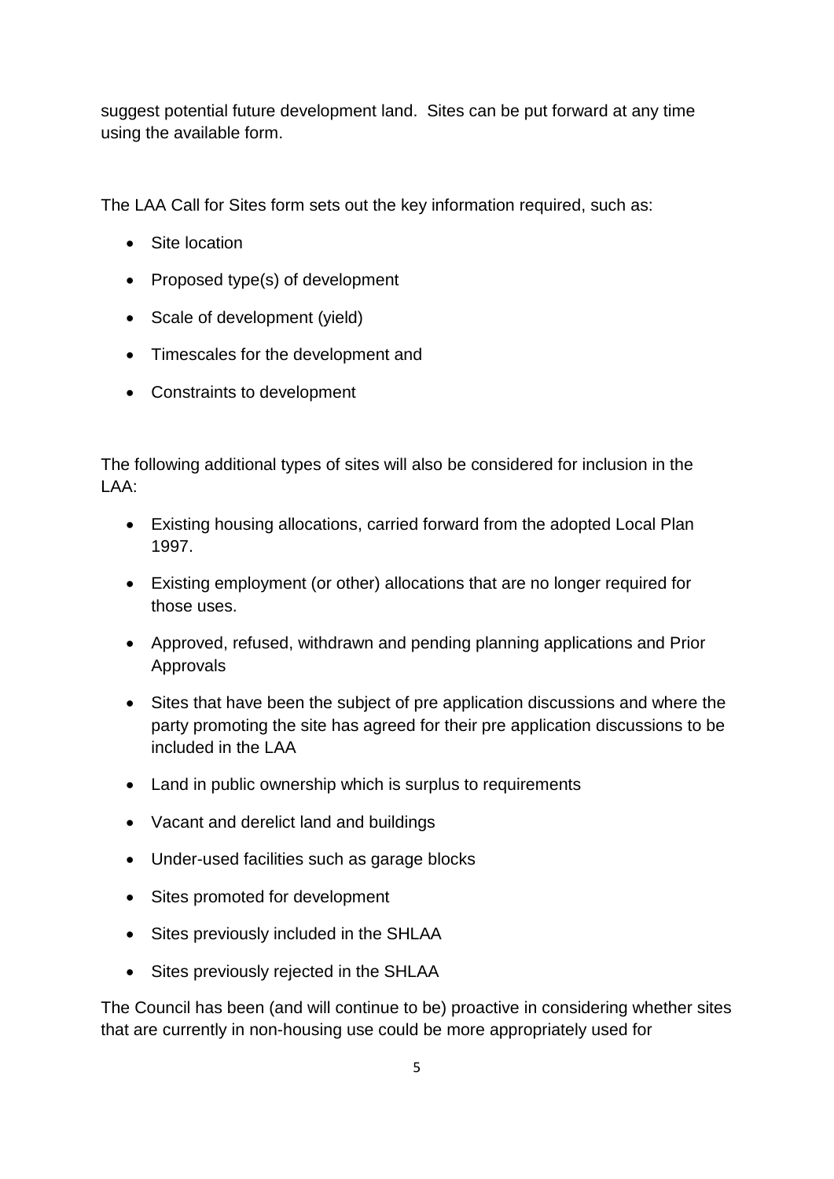suggest potential future development land.  Sites can be put forward at any time using the available form.

The LAA Call for Sites form sets out the key information required, such as:

- Site location
- Proposed type(s) of development
- Scale of development (yield)
- Timescales for the development and
- Constraints to development

The following additional types of sites will also be considered for inclusion in the LAA:

- Existing housing allocations, carried forward from the adopted Local Plan 1997.
- Existing employment (or other) allocations that are no longer required for those uses.
- Approved, refused, withdrawn and pending planning applications and Prior Approvals
- Sites that have been the subject of pre application discussions and where the party promoting the site has agreed for their pre application discussions to be included in the LAA
- Land in public ownership which is surplus to requirements
- Vacant and derelict land and buildings
- Under-used facilities such as garage blocks
- Sites promoted for development
- Sites previously included in the SHLAA
- Sites previously rejected in the SHLAA

The Council has been (and will continue to be) proactive in considering whether sites that are currently in non-housing use could be more appropriately used for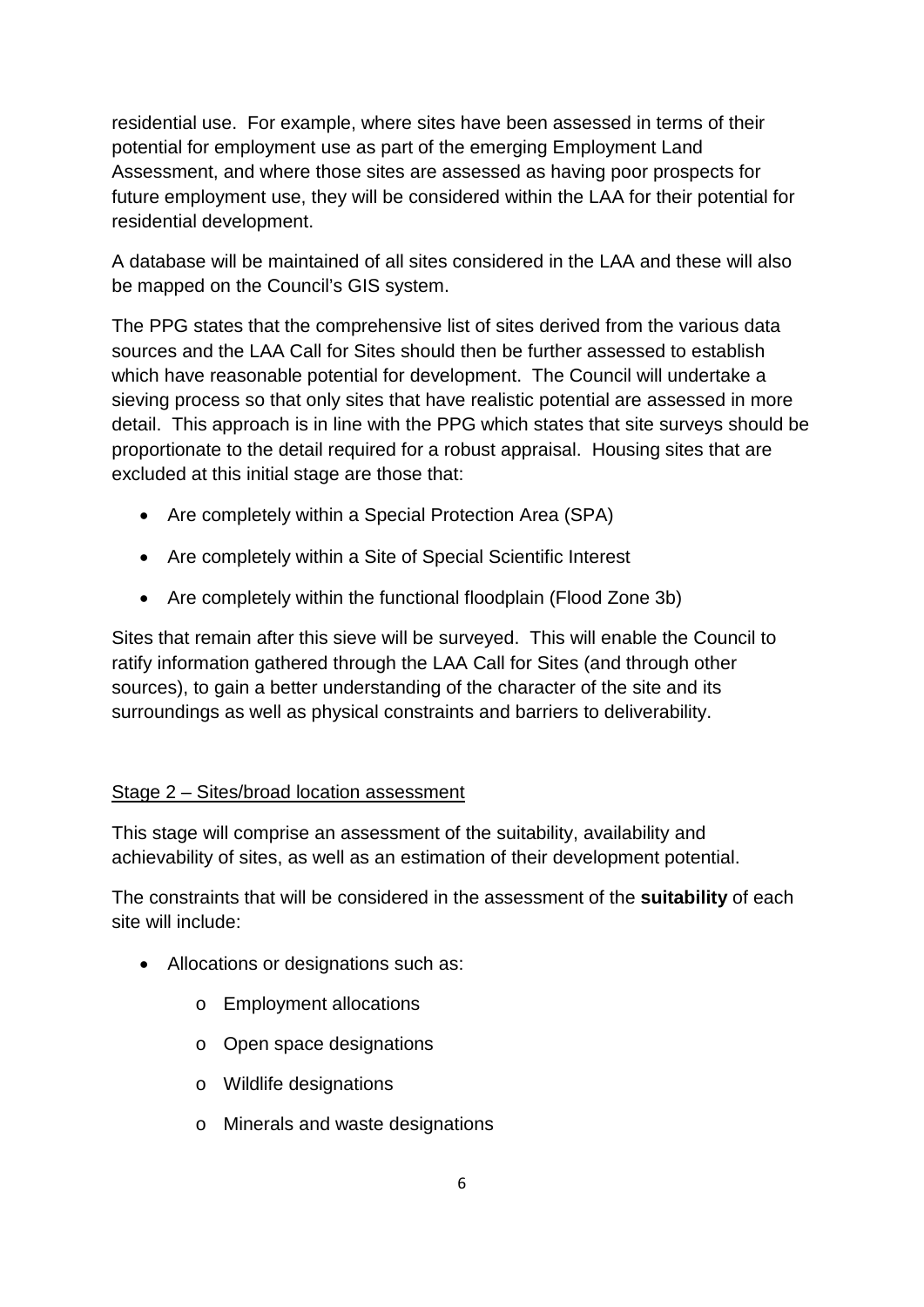residential use. For example, where sites have been assessed in terms of their potential for employment use as part of the emerging Employment Land Assessment, and where those sites are assessed as having poor prospects for future employment use, they will be considered within the LAA for their potential for residential development.

A database will be maintained of all sites considered in the LAA and these will also be mapped on the Council's GIS system.

The PPG states that the comprehensive list of sites derived from the various data sources and the LAA Call for Sites should then be further assessed to establish which have reasonable potential for development. The Council will undertake a sieving process so that only sites that have realistic potential are assessed in more detail. This approach is in line with the PPG which states that site surveys should be proportionate to the detail required for a robust appraisal. Housing sites that are excluded at this initial stage are those that:

- Are completely within a Special Protection Area (SPA)
- Are completely within a Site of Special Scientific Interest
- Are completely within the functional floodplain (Flood Zone 3b)

Sites that remain after this sieve will be surveyed. This will enable the Council to ratify information gathered through the LAA Call for Sites (and through other sources), to gain a better understanding of the character of the site and its surroundings as well as physical constraints and barriers to deliverability.

<u>Stage 2 – Sites/broad location assessment</u>

This stage will comprise an assessment of the suitability, availability and achievability of sites, as well as an estimation of their development potential.

The constraints that will be considered in the assessment of the **suitability** of each site will include:

- Allocations or designations such as:
  - Employment allocations
  - Open space designations
  - Wildlife designations
  - Minerals and waste designations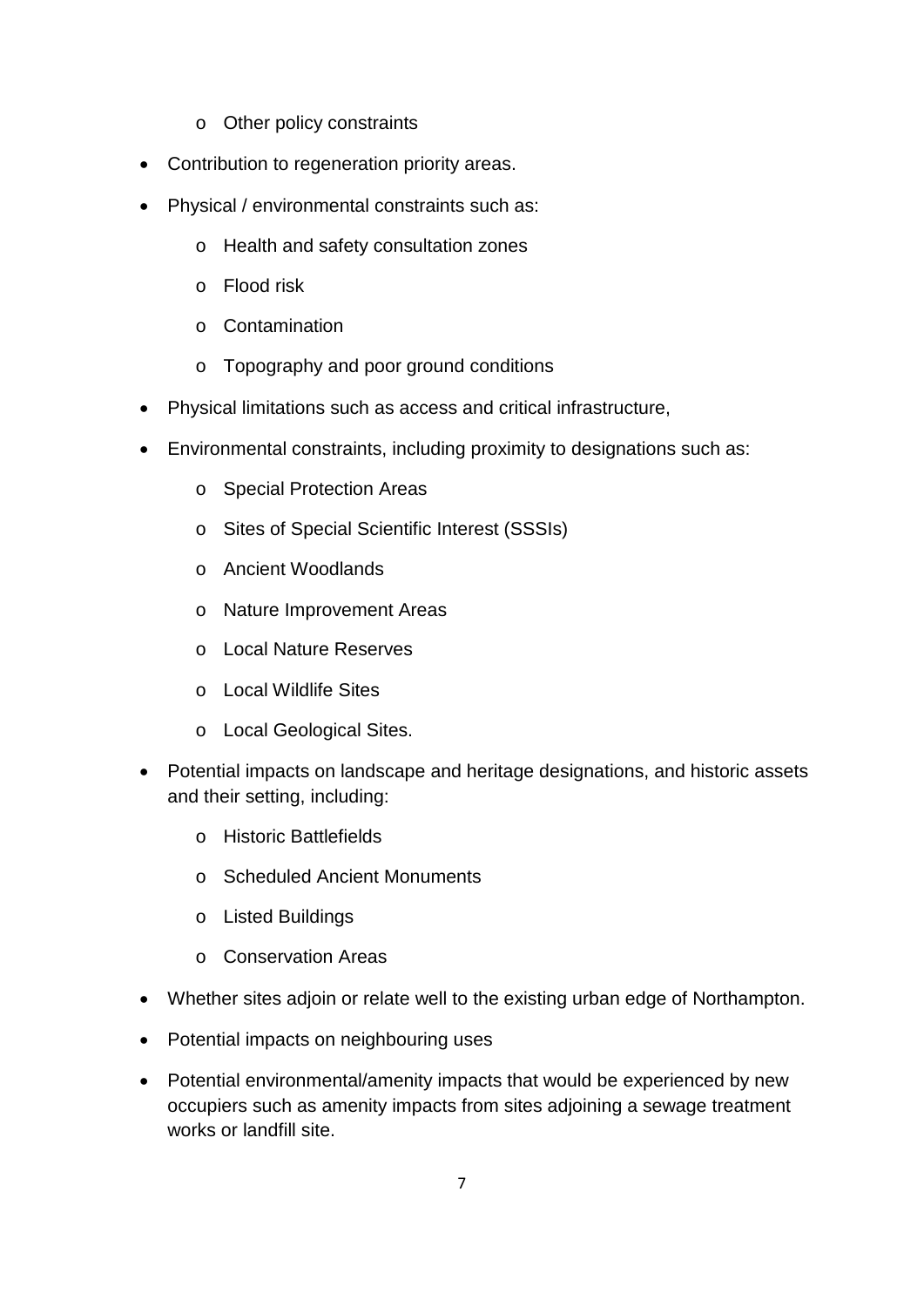- Other policy constraints
- Contribution to regeneration priority areas.
- Physical / environmental constraints such as:
  - Health and safety consultation zones
  - Flood risk
  - Contamination
  - Topography and poor ground conditions
- Physical limitations such as access and critical infrastructure,
- Environmental constraints, including proximity to designations such as:
  - Special Protection Areas
  - Sites of Special Scientific Interest (SSSIs)
  - Ancient Woodlands
  - Nature Improvement Areas
  - Local Nature Reserves
  - Local Wildlife Sites
  - Local Geological Sites.
- Potential impacts on landscape and heritage designations, and historic assets and their setting, including:
  - Historic Battlefields
  - Scheduled Ancient Monuments
  - Listed Buildings
  - Conservation Areas
- Whether sites adjoin or relate well to the existing urban edge of Northampton.
- Potential impacts on neighbouring uses
- Potential environmental/amenity impacts that would be experienced by new occupiers such as amenity impacts from sites adjoining a sewage treatment works or landfill site.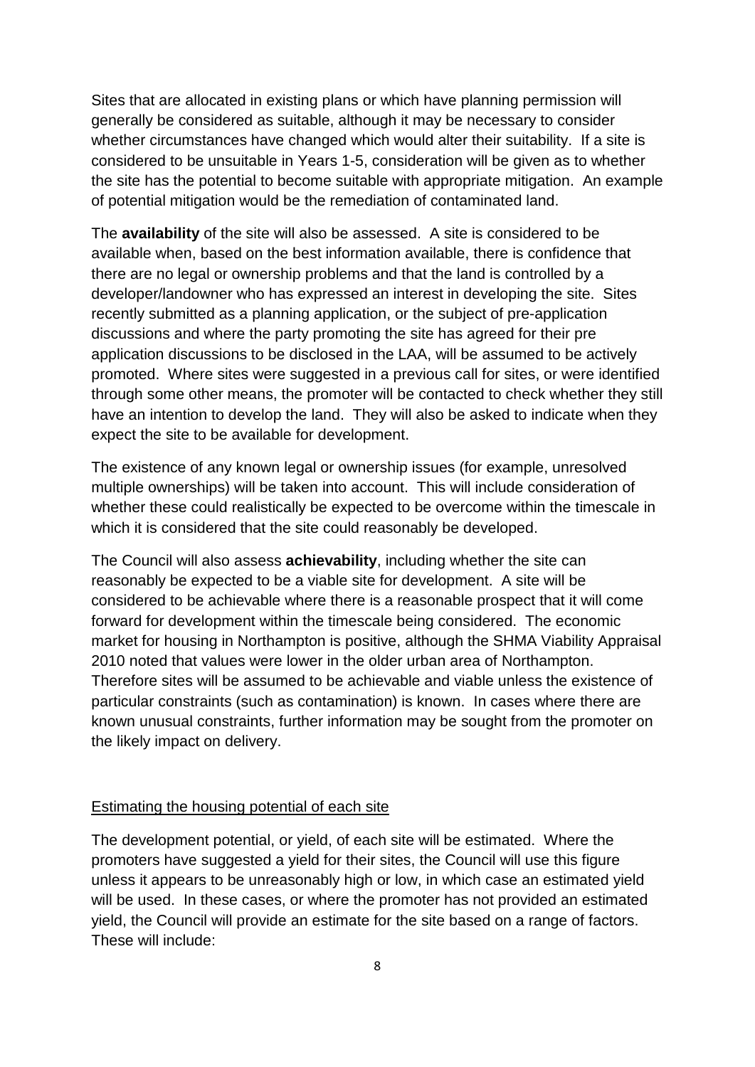Sites that are allocated in existing plans or which have planning permission will generally be considered as suitable, although it may be necessary to consider whether circumstances have changed which would alter their suitability. If a site is considered to be unsuitable in Years 1-5, consideration will be given as to whether the site has the potential to become suitable with appropriate mitigation. An example of potential mitigation would be the remediation of contaminated land.

The **availability** of the site will also be assessed. A site is considered to be available when, based on the best information available, there is confidence that there are no legal or ownership problems and that the land is controlled by a developer/landowner who has expressed an interest in developing the site. Sites recently submitted as a planning application, or the subject of pre-application discussions and where the party promoting the site has agreed for their pre application discussions to be disclosed in the LAA, will be assumed to be actively promoted. Where sites were suggested in a previous call for sites, or were identified through some other means, the promoter will be contacted to check whether they still have an intention to develop the land. They will also be asked to indicate when they expect the site to be available for development.

The existence of any known legal or ownership issues (for example, unresolved multiple ownerships) will be taken into account. This will include consideration of whether these could realistically be expected to be overcome within the timescale in which it is considered that the site could reasonably be developed.

The Council will also assess **achievability**, including whether the site can reasonably be expected to be a viable site for development. A site will be considered to be achievable where there is a reasonable prospect that it will come forward for development within the timescale being considered. The economic market for housing in Northampton is positive, although the SHMA Viability Appraisal 2010 noted that values were lower in the older urban area of Northampton. Therefore sites will be assumed to be achievable and viable unless the existence of particular constraints (such as contamination) is known. In cases where there are known unusual constraints, further information may be sought from the promoter on the likely impact on delivery.

## Estimating the housing potential of each site

The development potential, or yield, of each site will be estimated. Where the promoters have suggested a yield for their sites, the Council will use this figure unless it appears to be unreasonably high or low, in which case an estimated yield will be used. In these cases, or where the promoter has not provided an estimated yield, the Council will provide an estimate for the site based on a range of factors. These will include: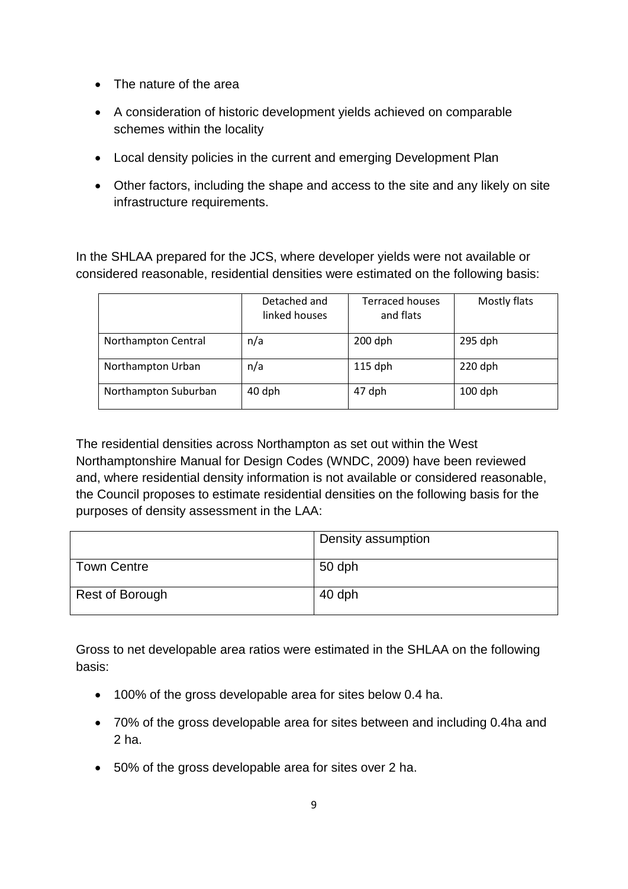- The nature of the area
- A consideration of historic development yields achieved on comparable schemes within the locality
- Local density policies in the current and emerging Development Plan
- Other factors, including the shape and access to the site and any likely on site infrastructure requirements.

In the SHLAA prepared for the JCS, where developer yields were not available or considered reasonable, residential densities were estimated on the following basis:

| | Detached and linked houses | Terraced houses and flats | Mostly flats |
|---|---|---|---|
| Northampton Central | n/a | 200 dph | 295 dph |
| Northampton Urban | n/a | 115 dph | 220 dph |
| Northampton Suburban | 40 dph | 47 dph | 100 dph |

The residential densities across Northampton as set out within the West Northamptonshire Manual for Design Codes (WNDC, 2009) have been reviewed and, where residential density information is not available or considered reasonable, the Council proposes to estimate residential densities on the following basis for the purposes of density assessment in the LAA:

| | Density assumption |
|---|---|
| Town Centre | 50 dph |
| Rest of Borough | 40 dph |

Gross to net developable area ratios were estimated in the SHLAA on the following basis:

- 100% of the gross developable area for sites below 0.4 ha.
- 70% of the gross developable area for sites between and including 0.4ha and 2 ha.
- 50% of the gross developable area for sites over 2 ha.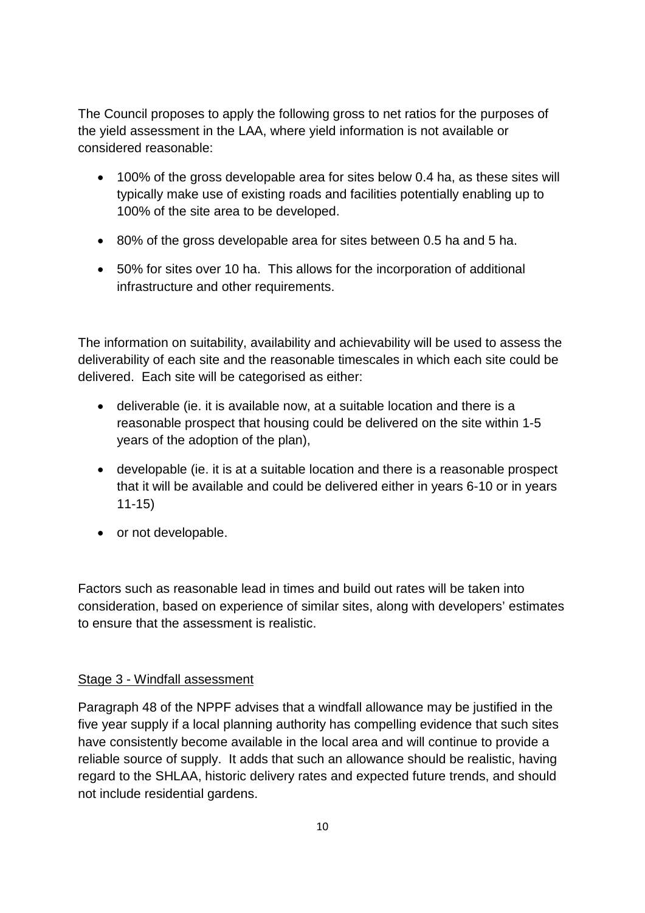The Council proposes to apply the following gross to net ratios for the purposes of the yield assessment in the LAA, where yield information is not available or considered reasonable:

- 100% of the gross developable area for sites below 0.4 ha, as these sites will typically make use of existing roads and facilities potentially enabling up to 100% of the site area to be developed.
- 80% of the gross developable area for sites between 0.5 ha and 5 ha.
- 50% for sites over 10 ha. This allows for the incorporation of additional infrastructure and other requirements.

The information on suitability, availability and achievability will be used to assess the deliverability of each site and the reasonable timescales in which each site could be delivered. Each site will be categorised as either:

- deliverable (ie. it is available now, at a suitable location and there is a reasonable prospect that housing could be delivered on the site within 1-5 years of the adoption of the plan),
- developable (ie. it is at a suitable location and there is a reasonable prospect that it will be available and could be delivered either in years 6-10 or in years 11-15)
- or not developable.

Factors such as reasonable lead in times and build out rates will be taken into consideration, based on experience of similar sites, along with developers' estimates to ensure that the assessment is realistic.

<u>Stage 3 - Windfall assessment</u>

Paragraph 48 of the NPPF advises that a windfall allowance may be justified in the five year supply if a local planning authority has compelling evidence that such sites have consistently become available in the local area and will continue to provide a reliable source of supply. It adds that such an allowance should be realistic, having regard to the SHLAA, historic delivery rates and expected future trends, and should not include residential gardens.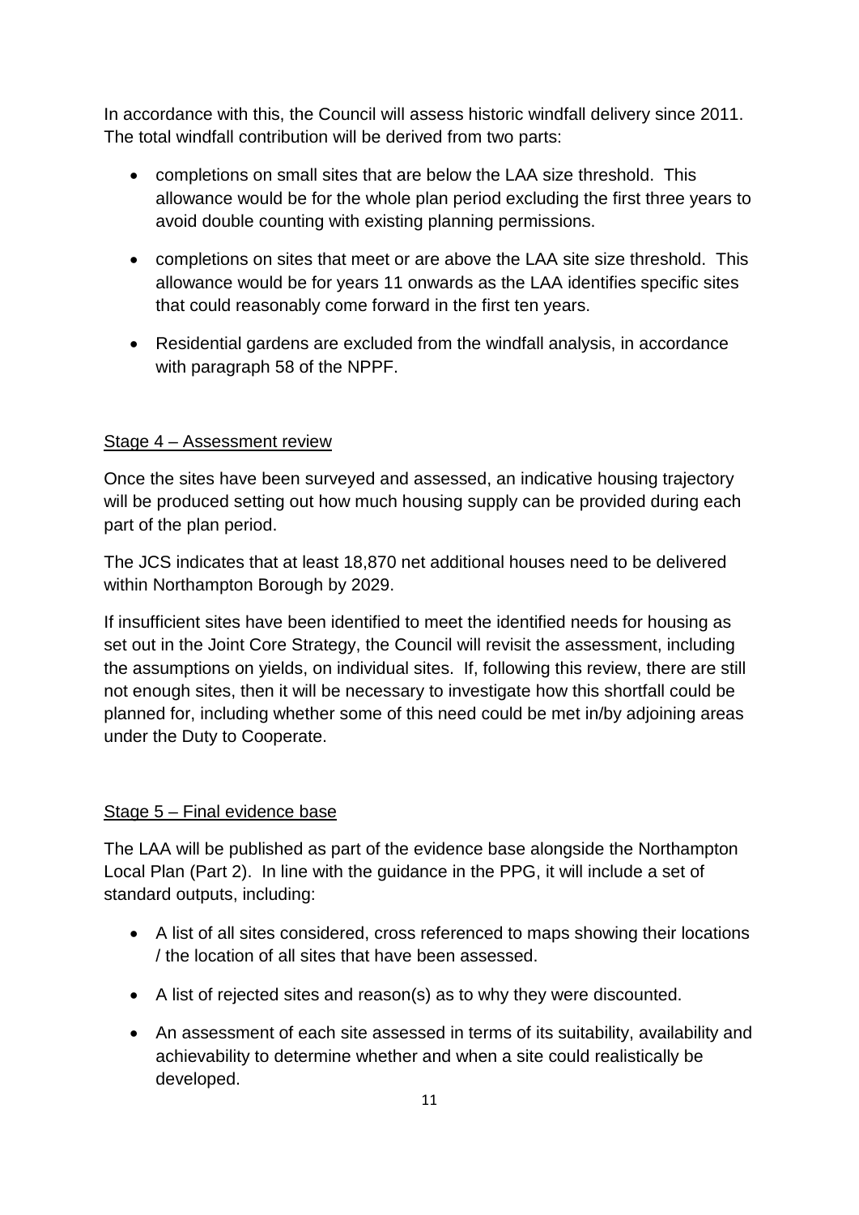In accordance with this, the Council will assess historic windfall delivery since 2011. The total windfall contribution will be derived from two parts:

- completions on small sites that are below the LAA size threshold. This allowance would be for the whole plan period excluding the first three years to avoid double counting with existing planning permissions.
- completions on sites that meet or are above the LAA site size threshold. This allowance would be for years 11 onwards as the LAA identifies specific sites that could reasonably come forward in the first ten years.
- Residential gardens are excluded from the windfall analysis, in accordance with paragraph 58 of the NPPF.

<u>Stage 4 – Assessment review</u>

Once the sites have been surveyed and assessed, an indicative housing trajectory will be produced setting out how much housing supply can be provided during each part of the plan period.

The JCS indicates that at least 18,870 net additional houses need to be delivered within Northampton Borough by 2029.

If insufficient sites have been identified to meet the identified needs for housing as set out in the Joint Core Strategy, the Council will revisit the assessment, including the assumptions on yields, on individual sites. If, following this review, there are still not enough sites, then it will be necessary to investigate how this shortfall could be planned for, including whether some of this need could be met in/by adjoining areas under the Duty to Cooperate.

<u>Stage 5 – Final evidence base</u>

The LAA will be published as part of the evidence base alongside the Northampton Local Plan (Part 2). In line with the guidance in the PPG, it will include a set of standard outputs, including:

- A list of all sites considered, cross referenced to maps showing their locations / the location of all sites that have been assessed.
- A list of rejected sites and reason(s) as to why they were discounted.
- An assessment of each site assessed in terms of its suitability, availability and achievability to determine whether and when a site could realistically be developed.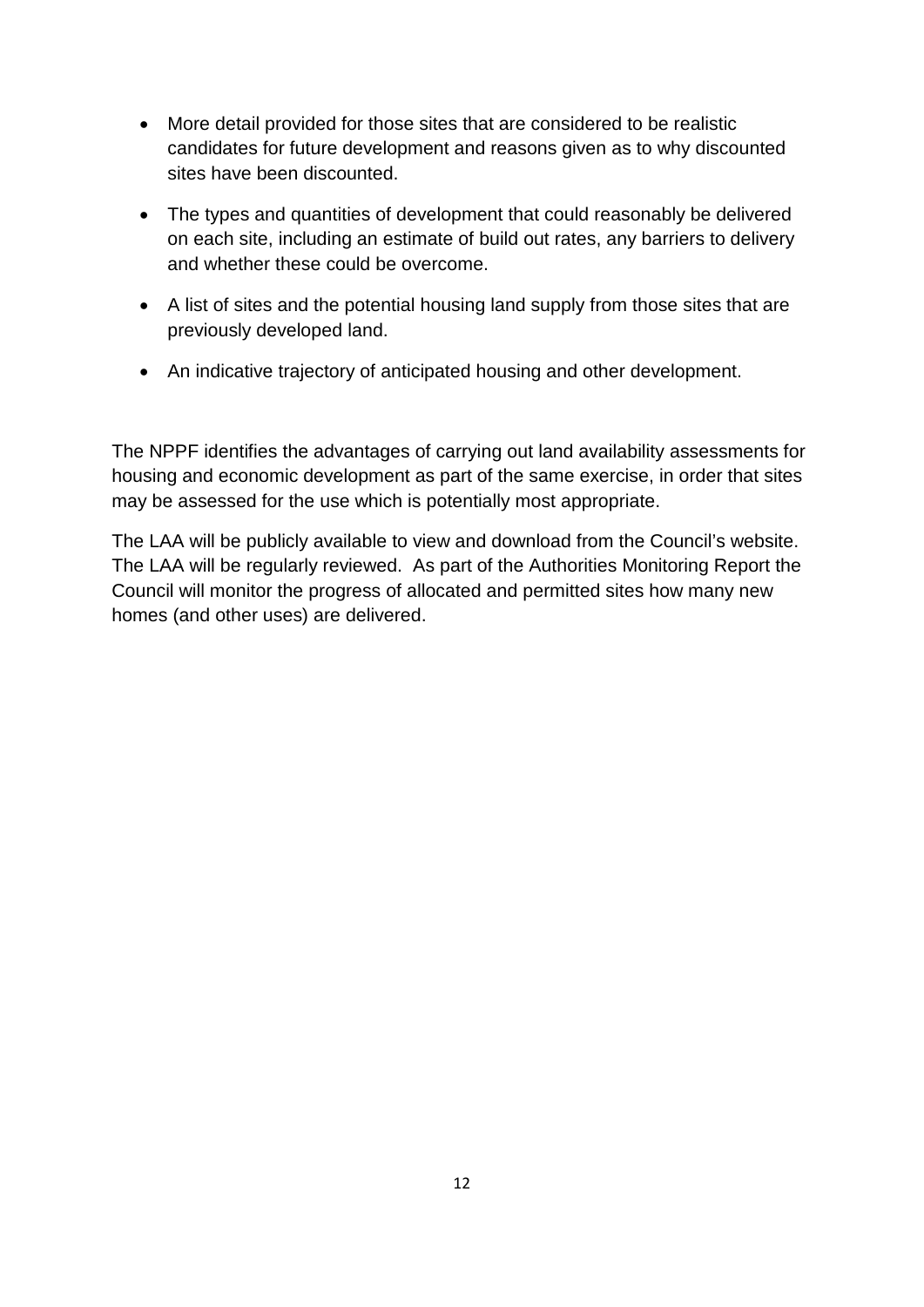- More detail provided for those sites that are considered to be realistic candidates for future development and reasons given as to why discounted sites have been discounted.
- The types and quantities of development that could reasonably be delivered on each site, including an estimate of build out rates, any barriers to delivery and whether these could be overcome.
- A list of sites and the potential housing land supply from those sites that are previously developed land.
- An indicative trajectory of anticipated housing and other development.

The NPPF identifies the advantages of carrying out land availability assessments for housing and economic development as part of the same exercise, in order that sites may be assessed for the use which is potentially most appropriate.

The LAA will be publicly available to view and download from the Council's website. The LAA will be regularly reviewed. As part of the Authorities Monitoring Report the Council will monitor the progress of allocated and permitted sites how many new homes (and other uses) are delivered.